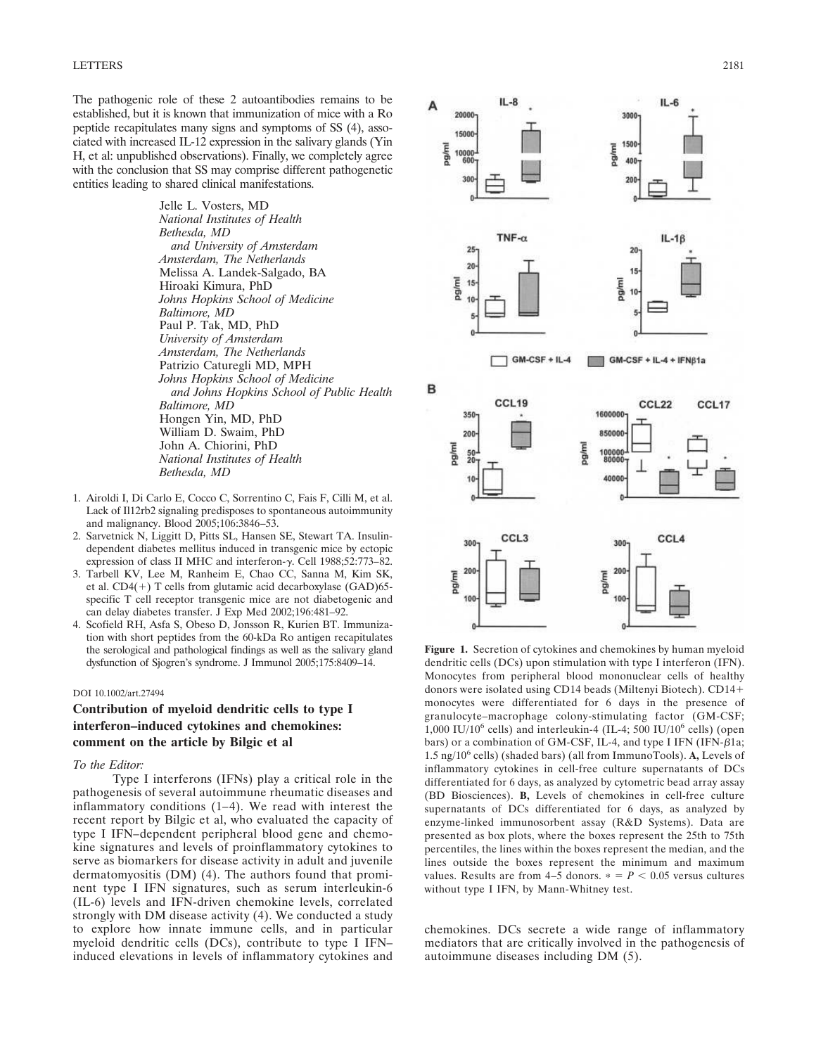The pathogenic role of these 2 autoantibodies remains to be established, but it is known that immunization of mice with a Ro peptide recapitulates many signs and symptoms of SS (4), associated with increased IL-12 expression in the salivary glands (Yin H, et al: unpublished observations). Finally, we completely agree with the conclusion that SS may comprise different pathogenetic entities leading to shared clinical manifestations.

Jelle L. Vosters, MD
*National Institutes of Health*
*Bethesda, MD*
*and University of Amsterdam*
*Amsterdam, The Netherlands*
Melissa A. Landek-Salgado, BA
Hiroaki Kimura, PhD
*Johns Hopkins School of Medicine*
*Baltimore, MD*
Paul P. Tak, MD, PhD
*University of Amsterdam*
*Amsterdam, The Netherlands*
Patrizio Caturegli MD, MPH
*Johns Hopkins School of Medicine*
*and Johns Hopkins School of Public Health*
*Baltimore, MD*
Hongen Yin, MD, PhD
William D. Swaim, PhD
John A. Chiorini, PhD
*National Institutes of Health*
*Bethesda, MD*

1. Airoldi I, Di Carlo E, Cocco C, Sorrentino C, Fais F, Cilli M, et al. Lack of Il12rb2 signaling predisposes to spontaneous autoimmunity and malignancy. Blood 2005;106:3846–53.
2. Sarvetnick N, Liggitt D, Pitts SL, Hansen SE, Stewart TA. Insulin-dependent diabetes mellitus induced in transgenic mice by ectopic expression of class II MHC and interferon-γ. Cell 1988;52:773–82.
3. Tarbell KV, Lee M, Ranheim E, Chao CC, Sanna M, Kim SK, et al. CD4(+) T cells from glutamic acid decarboxylase (GAD)65-specific T cell receptor transgenic mice are not diabetogenic and can delay diabetes transfer. J Exp Med 2002;196:481–92.
4. Scofield RH, Asfa S, Obeso D, Jonsson R, Kurien BT. Immunization with short peptides from the 60-kDa Ro antigen recapitulates the serological and pathological findings as well as the salivary gland dysfunction of Sjogren's syndrome. J Immunol 2005;175:8409–14.

DOI 10.1002/art.27494

## Contribution of myeloid dendritic cells to type I interferon–induced cytokines and chemokines: comment on the article by Bilgic et al

*To the Editor:*

Type I interferons (IFNs) play a critical role in the pathogenesis of several autoimmune rheumatic diseases and inflammatory conditions (1–4). We read with interest the recent report by Bilgic et al, who evaluated the capacity of type I IFN–dependent peripheral blood gene and chemokine signatures and levels of proinflammatory cytokines to serve as biomarkers for disease activity in adult and juvenile dermatomyositis (DM) (4). The authors found that prominent type I IFN signatures, such as serum interleukin-6 (IL-6) levels and IFN-driven chemokine levels, correlated strongly with DM disease activity (4). We conducted a study to explore how innate immune cells, and in particular myeloid dendritic cells (DCs), contribute to type I IFN–induced elevations in levels of inflammatory cytokines and chemokines. DCs secrete a wide range of inflammatory mediators that are critically involved in the pathogenesis of autoimmune diseases including DM (5).

**Figure 1.** Secretion of cytokines and chemokines by human myeloid dendritic cells (DCs) upon stimulation with type I interferon (IFN). Monocytes from peripheral blood mononuclear cells of healthy donors were isolated using CD14 beads (Miltenyi Biotech). CD14+ monocytes were differentiated for 6 days in the presence of granulocyte–macrophage colony-stimulating factor (GM-CSF; 1,000 IU/$10^6$ cells) and interleukin-4 (IL-4; 500 IU/$10^6$ cells) (open bars) or a combination of GM-CSF, IL-4, and type I IFN (IFN-β1a; 1.5 ng/$10^6$ cells) (shaded bars) (all from ImmunoTools). **A,** Levels of inflammatory cytokines in cell-free culture supernatants of DCs differentiated for 6 days, as analyzed by cytometric bead array assay (BD Biosciences). **B,** Levels of chemokines in cell-free culture supernatants of DCs differentiated for 6 days, as analyzed by enzyme-linked immunosorbent assay (R&D Systems). Data are presented as box plots, where the boxes represent the 25th to 75th percentiles, the lines within the boxes represent the median, and the lines outside the boxes represent the minimum and maximum values. Results are from 4–5 donors. * = $P < 0.05$ versus cultures without type I IFN, by Mann-Whitney test.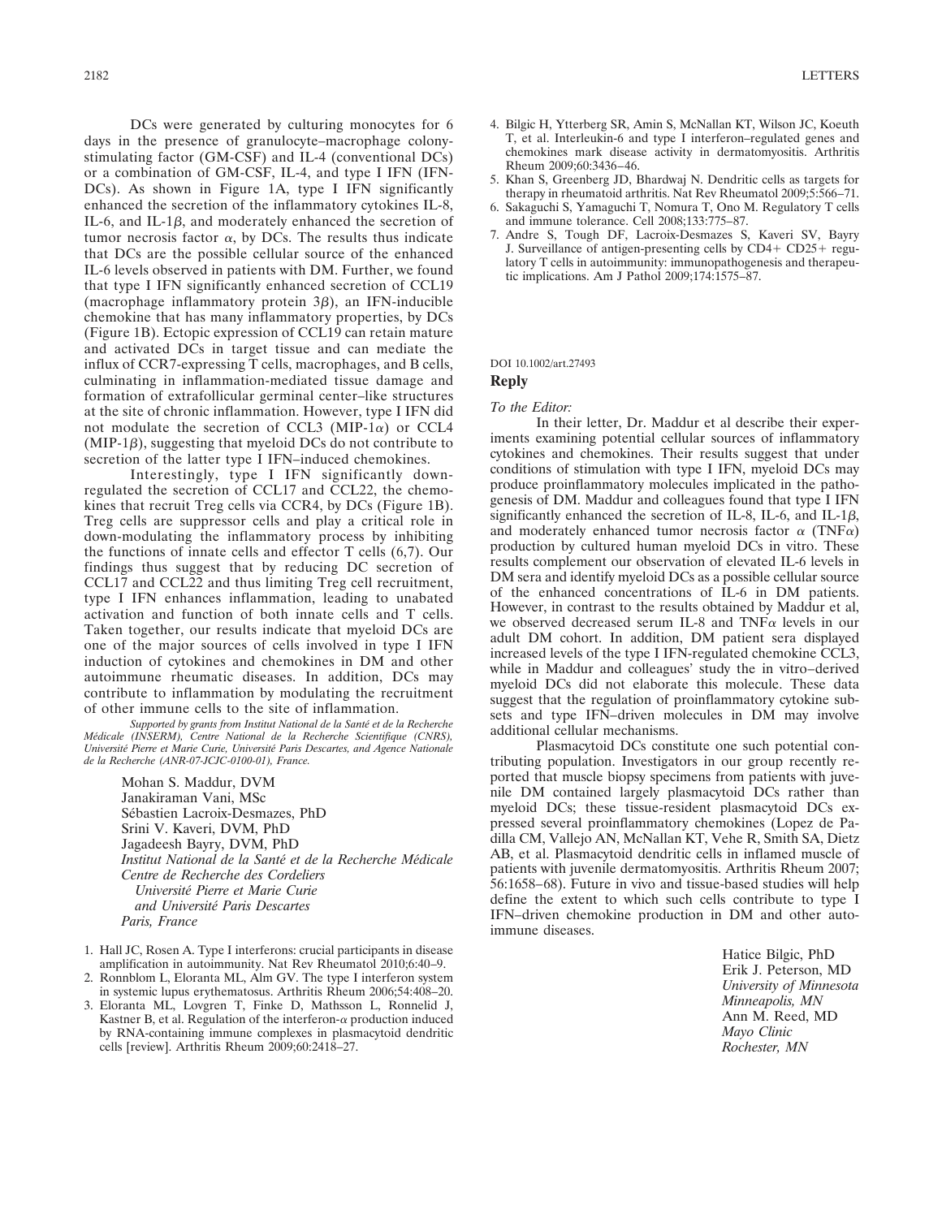DCs were generated by culturing monocytes for 6 days in the presence of granulocyte–macrophage colony-stimulating factor (GM-CSF) and IL-4 (conventional DCs) or a combination of GM-CSF, IL-4, and type I IFN (IFN-DCs). As shown in Figure 1A, type I IFN significantly enhanced the secretion of the inflammatory cytokines IL-8, IL-6, and IL-1$\beta$, and moderately enhanced the secretion of tumor necrosis factor $\alpha$, by DCs. The results thus indicate that DCs are the possible cellular source of the enhanced IL-6 levels observed in patients with DM. Further, we found that type I IFN significantly enhanced secretion of CCL19 (macrophage inflammatory protein 3$\beta$), an IFN-inducible chemokine that has many inflammatory properties, by DCs (Figure 1B). Ectopic expression of CCL19 can retain mature and activated DCs in target tissue and can mediate the influx of CCR7-expressing T cells, macrophages, and B cells, culminating in inflammation-mediated tissue damage and formation of extrafollicular germinal center–like structures at the site of chronic inflammation. However, type I IFN did not modulate the secretion of CCL3 (MIP-1$\alpha$) or CCL4 (MIP-1$\beta$), suggesting that myeloid DCs do not contribute to secretion of the latter type I IFN–induced chemokines.

Interestingly, type I IFN significantly down-regulated the secretion of CCL17 and CCL22, the chemokines that recruit Treg cells via CCR4, by DCs (Figure 1B). Treg cells are suppressor cells and play a critical role in down-modulating the inflammatory process by inhibiting the functions of innate cells and effector T cells (6,7). Our findings thus suggest that by reducing DC secretion of CCL17 and CCL22 and thus limiting Treg cell recruitment, type I IFN enhances inflammation, leading to unabated activation and function of both innate cells and T cells. Taken together, our results indicate that myeloid DCs are one of the major sources of cells involved in type I IFN induction of cytokines and chemokines in DM and other autoimmune rheumatic diseases. In addition, DCs may contribute to inflammation by modulating the recruitment of other immune cells to the site of inflammation.

*Supported by grants from Institut National de la Santé et de la Recherche Médicale (INSERM), Centre National de la Recherche Scientifique (CNRS), Université Pierre et Marie Curie, Université Paris Descartes, and Agence Nationale de la Recherche (ANR-07-JCJC-0100-01), France.*

Mohan S. Maddur, DVM
Janakiraman Vani, MSc
Sébastien Lacroix-Desmazes, PhD
Srini V. Kaveri, DVM, PhD
Jagadeesh Bayry, DVM, PhD
*Institut National de la Santé et de la Recherche Médicale Centre de Recherche des Cordeliers Université Pierre et Marie Curie and Université Paris Descartes Paris, France*

1. Hall JC, Rosen A. Type I interferons: crucial participants in disease amplification in autoimmunity. Nat Rev Rheumatol 2010;6:40–9.
2. Ronnblom L, Eloranta ML, Alm GV. The type I interferon system in systemic lupus erythematosus. Arthritis Rheum 2006;54:408–20.
3. Eloranta ML, Lovgren T, Finke D, Mathsson L, Ronnelid J, Kastner B, et al. Regulation of the interferon-$\alpha$ production induced by RNA-containing immune complexes in plasmacytoid dendritic cells [review]. Arthritis Rheum 2009;60:2418–27.
4. Bilgic H, Ytterberg SR, Amin S, McNallan KT, Wilson JC, Koeuth T, et al. Interleukin-6 and type I interferon–regulated genes and chemokines mark disease activity in dermatomyositis. Arthritis Rheum 2009;60:3436–46.
5. Khan S, Greenberg JD, Bhardwaj N. Dendritic cells as targets for therapy in rheumatoid arthritis. Nat Rev Rheumatol 2009;5:566–71.
6. Sakaguchi S, Yamaguchi T, Nomura T, Ono M. Regulatory T cells and immune tolerance. Cell 2008;133:775–87.
7. Andre S, Tough DF, Lacroix-Desmazes S, Kaveri SV, Bayry J. Surveillance of antigen-presenting cells by CD4+ CD25+ regulatory T cells in autoimmunity: immunopathogenesis and therapeutic implications. Am J Pathol 2009;174:1575–87.

DOI 10.1002/art.27493

## Reply

*To the Editor:*

In their letter, Dr. Maddur et al describe their experiments examining potential cellular sources of inflammatory cytokines and chemokines. Their results suggest that under conditions of stimulation with type I IFN, myeloid DCs may produce proinflammatory molecules implicated in the pathogenesis of DM. Maddur and colleagues found that type I IFN significantly enhanced the secretion of IL-8, IL-6, and IL-1$\beta$, and moderately enhanced tumor necrosis factor $\alpha$ (TNF$\alpha$) production by cultured human myeloid DCs in vitro. These results complement our observation of elevated IL-6 levels in DM sera and identify myeloid DCs as a possible cellular source of the enhanced concentrations of IL-6 in DM patients. However, in contrast to the results obtained by Maddur et al, we observed decreased serum IL-8 and TNF$\alpha$ levels in our adult DM cohort. In addition, DM patient sera displayed increased levels of the type I IFN-regulated chemokine CCL3, while in Maddur and colleagues' study the in vitro–derived myeloid DCs did not elaborate this molecule. These data suggest that the regulation of proinflammatory cytokine subsets and type IFN–driven molecules in DM may involve additional cellular mechanisms.

Plasmacytoid DCs constitute one such potential contributing population. Investigators in our group recently reported that muscle biopsy specimens from patients with juvenile DM contained largely plasmacytoid DCs rather than myeloid DCs; these tissue-resident plasmacytoid DCs expressed several proinflammatory chemokines (Lopez de Padilla CM, Vallejo AN, McNallan KT, Vehe R, Smith SA, Dietz AB, et al. Plasmacytoid dendritic cells in inflamed muscle of patients with juvenile dermatomyositis. Arthritis Rheum 2007; 56:1658–68). Future in vivo and tissue-based studies will help define the extent to which such cells contribute to type I IFN–driven chemokine production in DM and other autoimmune diseases.

Hatice Bilgic, PhD
Erik J. Peterson, MD
*University of Minnesota Minneapolis, MN*
Ann M. Reed, MD
*Mayo Clinic Rochester, MN*